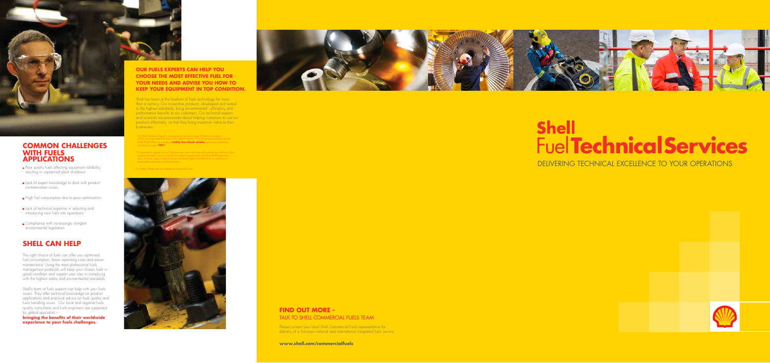## COMMON CHALLENGES WITH FUELS APPLICATIONS

- Poor quality fuels affecting equipment reliability, resulting in unplanned plant shutdown
- Lack of expert knowledge to deal with product contamination issues
- High fuel consumption due to poor optimisation
- Lack of technical expertise in selecting and introducing new fuels into operations
- Compliance with increasingly stringent environmental legislation

## SHELL CAN HELP

The right choice of fuels can offer you optimised fuel consumption, lower operating costs and easier maintenance. Using the most professional fuels management protocols will keep your chosen fuels in good condition and support your sites in complying with the highest safety and environmental standards.

Shell's team of fuels experts can help with your fuels issues. They offer technical knowledge on product applications and practical advice on fuels quality and fuels handling issues. Our local and regional fuels quality consultants and fuels engineers are supported by global specialists – **bringing the benefits of their worldwide experience to your fuels challenges.**

## OUR FUELS EXPERTS CAN HELP YOU CHOOSE THE MOST EFFECTIVE FUEL FOR YOUR NEEDS AND ADVISE YOU HOW TO KEEP YOUR EQUIPMENT IN TOP CONDITION.

Shell has been at the forefront of fuels technology for more than a century. Our innovative products, developed and tested to the highest standards, bring environmental*, efficiency and performance benefits to our customers. Our technical experts and scientists are passionate about helping customers to use our products effectively, so that they bring maximum value to their businesses.

* Our Shell FuelSave Diesel it is designed to promote more efficient combustion which can help save fuel and in turn reduce exhaust $CO_2$ emissions and black smoke. Shell FuelOil Plus can produce **visibly less black smoke** and lower particulate emissions by up to **70%**^

^Compared to regular fuel oil. Savings may vary with type and operating condition of the equipment/boiler and are based on customer experience including Shell-supported trials. In some cases, customers have achieved higher fuel efficiency or reduction in particulate emissions and black smoke.

For further details see our website at www.shell.com

# Shell Fuel Technical Services

DELIVERING TECHNICAL EXCELLENCE TO YOUR OPERATIONS

## FIND OUT MORE - TALK TO SHELL COMMERCIAL FUELS TEAM

Please contact your local Shell Commercial Fuels representative for delivery of a first-class national and international integrated fuels service

**www.shell.com/commercialfuels**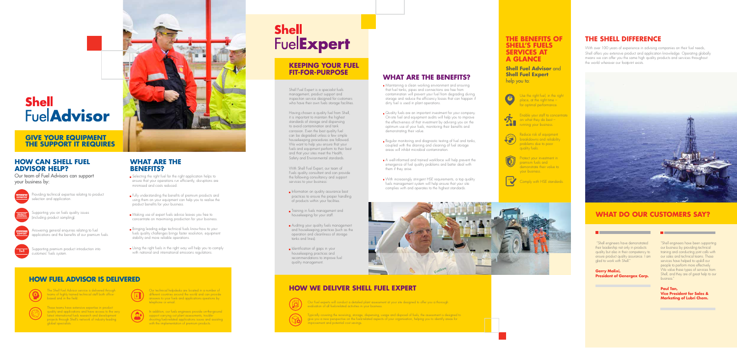# Shell FuelAdvisor

## GIVE YOUR EQUIPMENT THE SUPPORT IT REQUIRES

### HOW CAN SHELL FUEL ADVISOR HELP?

Our team of Fuel Advisors can support your business by:

- Providing technical expertise relating to product selection and application.
- Supporting you on fuels quality issues (including product sampling).
- Answering general enquiries relating to fuel applications and the benefits of our premium fuels.
- Supporting premium product introduction into customers' fuels system.

### WHAT ARE THE BENEFITS?

- Selecting the right fuel for the right application helps to ensure that your operations run efficiently, disruptions are minimised and costs reduced.
- Fully understanding the benefits of premium products and using them on your equipment can help you to realise the product benefits for your business.
- Making use of expert fuels advice leaves you free to concentrate on maximising production for your business.
- Bringing leading edge technical fuels know-how to your fuels quality challenges brings faster resolution, equipment stability and more reliable operations.
- Using the right fuels in the right way will help you to comply with national and international emissions regulations.

### HOW FUEL ADVISOR IS DELIVERED

The Shell Fuel Advisor service is delivered through teams of highly trained technical staff both office-based and in the field.

These teams have extensive expertise in product quality and applications and have access to the very latest international fuels research and development projects through Shell's network of industry-leading global specialists.

Our technical helpdesks are located in a number of different countries around the world and can provide answers to your fuels and applications questions by telephone or email.

In addition, our fuels engineers provide on-the-ground support carrying out plant assessments, trouble-shooting fuels-related applications issues and assisting with the implementation of premium products.

# Shell FuelExpert

## KEEPING YOUR FUEL FIT-FOR-PURPOSE

Shell Fuel Expert is a specialist fuels management, product support and inspection service designed for customers who have their own fuels storage facilities.

Having chosen a quality fuel from Shell, it is important to maintain the highest standards of storage and dispensing to avoid contamination and tank corrosion. Even the best quality fuel can be degraded unless a few simple housekeeping procedures are followed. We want to help you ensure that your fuels and equipment perform to their best and that your sites meet the Health, Safety and Environmental standards.

With Shell Fuel Expert, our team of Fuels quality consultant and can provide the following consultancy and support services to your business:

- Information on quality assurance best practices to ensure the proper handling of products within your facilities.
- Training in fuels management and housekeeping for your staff.
- Auditing your quality fuels management and housekeeping practices (such as the operation and cleanliness of storage tanks and lines).
- Identification of gaps in your housekeeping practices and recommendations to improve fuel quality management.

### WHAT ARE THE BENEFITS?

- Maintaining a clean working environment and ensuring that fuel tanks, pipes and connections are free from contamination will prevent your fuel from degrading during storage and reduce the efficiency losses that can happen if dirty fuel is used in plant operations.
- Quality fuels are an important investment for your company. On-site fuel and equipment audits will help you to improve the effectiveness of that investment by advising you on the optimum use of your fuels, monitoring their benefits and demonstrating their value.
- Regular monitoring and diagnostic testing of fuel and tanks, coupled with the draining and cleaning of fuel storage areas will inhibit microbial contamination.
- A well-informed and trained workforce will help prevent the emergence of fuel quality problems and better deal with them if they arise.
- With increasingly stringent HSE requirements, a top quality fuels management system will help ensure that your site complies with and operates to the highest standards.

### HOW WE DELIVER SHELL FUEL EXPERT

Our Fuel experts will conduct a detailed plant assessment at your site designed to offer you a thorough evaluation of all fuel-related activities in your business.

Typically covering the receiving, storage, dispensing, usage and disposal of fuels, the assessment is designed to give you a new perspective on the fuel-related aspects of your organisation, helping you to identify areas for improvement and potential cost savings.

## THE BENEFITS OF SHELL'S FUELS SERVICES AT A GLANCE

**Shell Fuel Advisor** and **Shell Fuel Expert** help you to:

- Use the right fuel, in the right place, at the right time – for optimal performance.
- Enable your staff to concentrate on what they do best – running your business.
- Reduce risk of equipment breakdowns and reliability problems due to poor quality fuels.
- Protect your investment in premium fuels and demonstrate their value to your business.
- Comply with HSE standards.

## THE SHELL DIFFERENCE

With over 100 years of experience in advising companies on their fuel needs, Shell offers you extensive product and application knowledge. Operating globally means we can offer you the same high quality products and services throughout the world wherever our footprint exists.

## WHAT DO OUR CUSTOMERS SAY?

"Shell engineers have demonstrated their leadership not only in products quality but also in their competency to ensure product quality assurance. I am glad to work with Shell."

**Gerry Malixi, President of Genergex Corp.**

"Shell engineers have been supporting our business by providing technical training and conducting joint calls with our sales and technical teams. These services have helped to upskill our people to perform more effectively. We value these types of services from Shell, and they are of great help to our business."

**Paul Tan, Vice President for Sales & Marketing of Lubri Chem.**